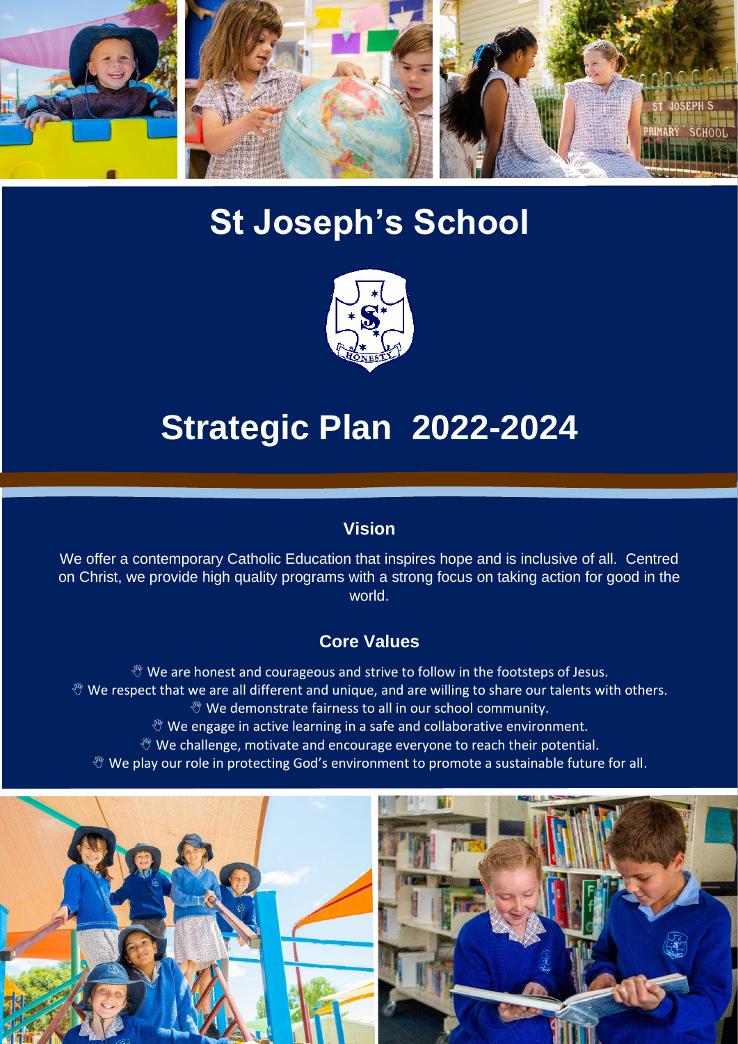# St Joseph's School

# Strategic Plan 2022-2024

## Vision

We offer a contemporary Catholic Education that inspires hope and is inclusive of all. Centred on Christ, we provide high quality programs with a strong focus on taking action for good in the world.

## Core Values

- We are honest and courageous and strive to follow in the footsteps of Jesus.
- We respect that we are all different and unique, and are willing to share our talents with others.
- We demonstrate fairness to all in our school community.
- We engage in active learning in a safe and collaborative environment.
- We challenge, motivate and encourage everyone to reach their potential.
- We play our role in protecting God's environment to promote a sustainable future for all.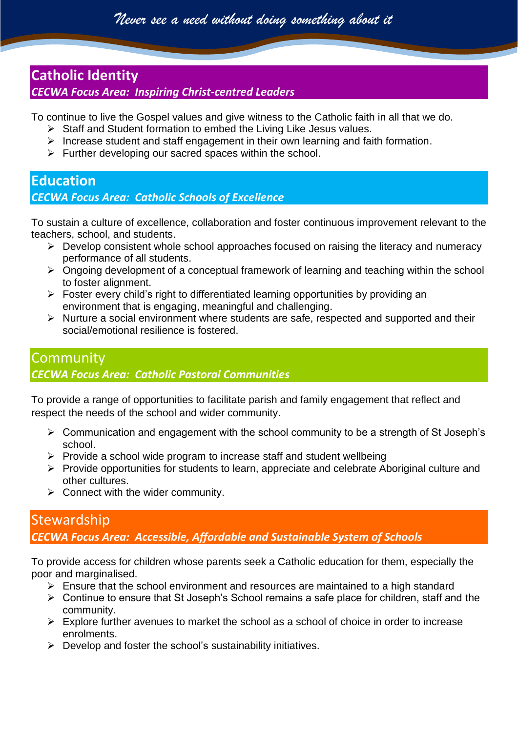*Never see a need without doing something about it*

## Catholic Identity

***CECWA Focus Area: Inspiring Christ-centred Leaders***

To continue to live the Gospel values and give witness to the Catholic faith in all that we do.

- Staff and Student formation to embed the Living Like Jesus values.
- Increase student and staff engagement in their own learning and faith formation.
- Further developing our sacred spaces within the school.

## Education

***CECWA Focus Area: Catholic Schools of Excellence***

To sustain a culture of excellence, collaboration and foster continuous improvement relevant to the teachers, school, and students.

- Develop consistent whole school approaches focused on raising the literacy and numeracy performance of all students.
- Ongoing development of a conceptual framework of learning and teaching within the school to foster alignment.
- Foster every child's right to differentiated learning opportunities by providing an environment that is engaging, meaningful and challenging.
- Nurture a social environment where students are safe, respected and supported and their social/emotional resilience is fostered.

## Community

***CECWA Focus Area: Catholic Pastoral Communities***

To provide a range of opportunities to facilitate parish and family engagement that reflect and respect the needs of the school and wider community.

- Communication and engagement with the school community to be a strength of St Joseph's school.
- Provide a school wide program to increase staff and student wellbeing
- Provide opportunities for students to learn, appreciate and celebrate Aboriginal culture and other cultures.
- Connect with the wider community.

## Stewardship

***CECWA Focus Area: Accessible, Affordable and Sustainable System of Schools***

To provide access for children whose parents seek a Catholic education for them, especially the poor and marginalised.

- Ensure that the school environment and resources are maintained to a high standard
- Continue to ensure that St Joseph's School remains a safe place for children, staff and the community.
- Explore further avenues to market the school as a school of choice in order to increase enrolments.
- Develop and foster the school's sustainability initiatives.